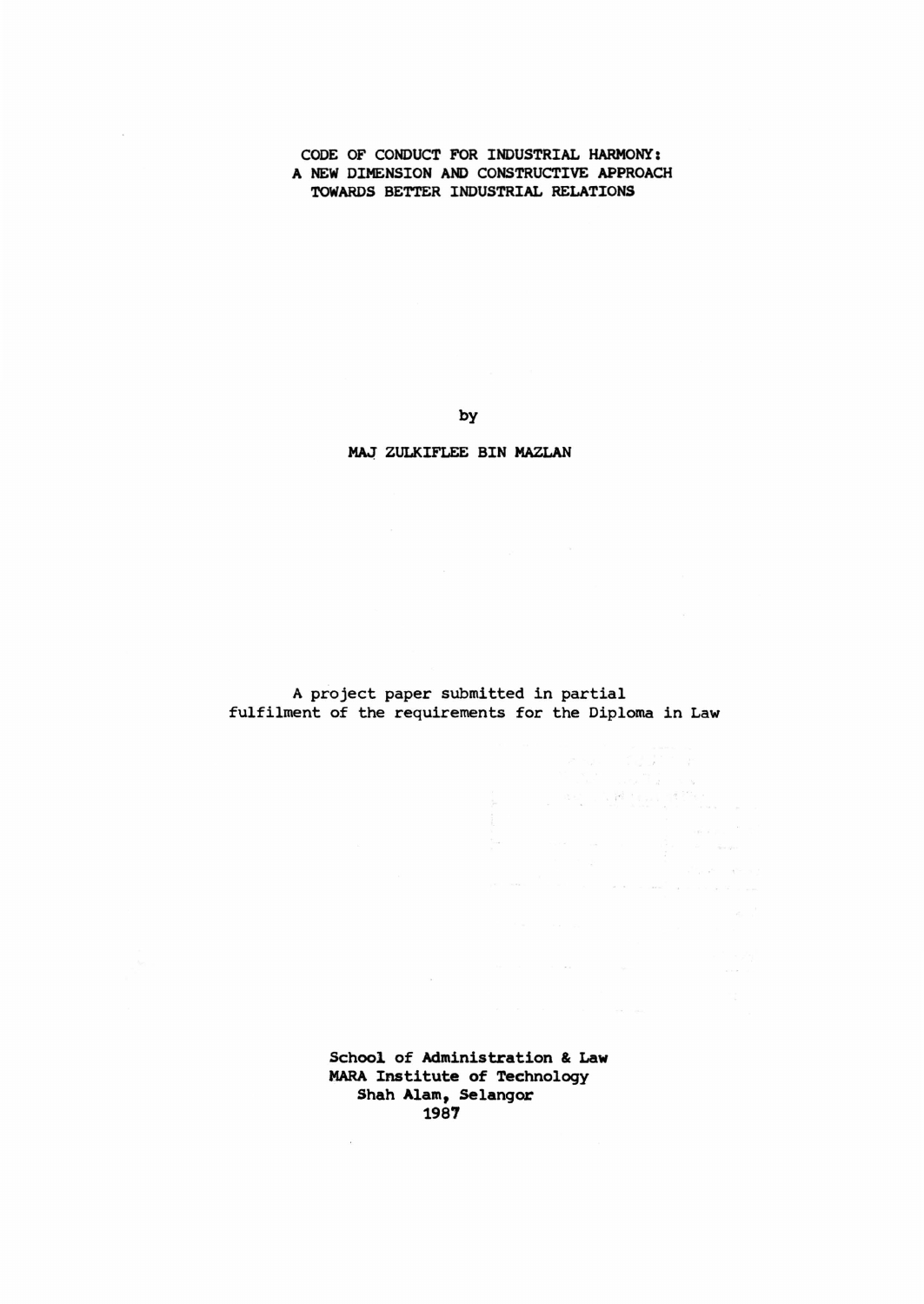# CODE OF CONDUCT FOR INDUSTRIAL HARMONY: A NEW DIMENSION AND CONSTRUCTIVE APPROACH TOWARDS BETTER INDUSTRIAL RELATIONS

by

MAJ ZULKIFLEE BIN MAZLAN

A project paper submitted in partial fulfilment of the requirements for the Diploma in Law

**School of Administration & Law**
**MARA Institute of Technology**
**Shah Alam, Selangor**
**1987**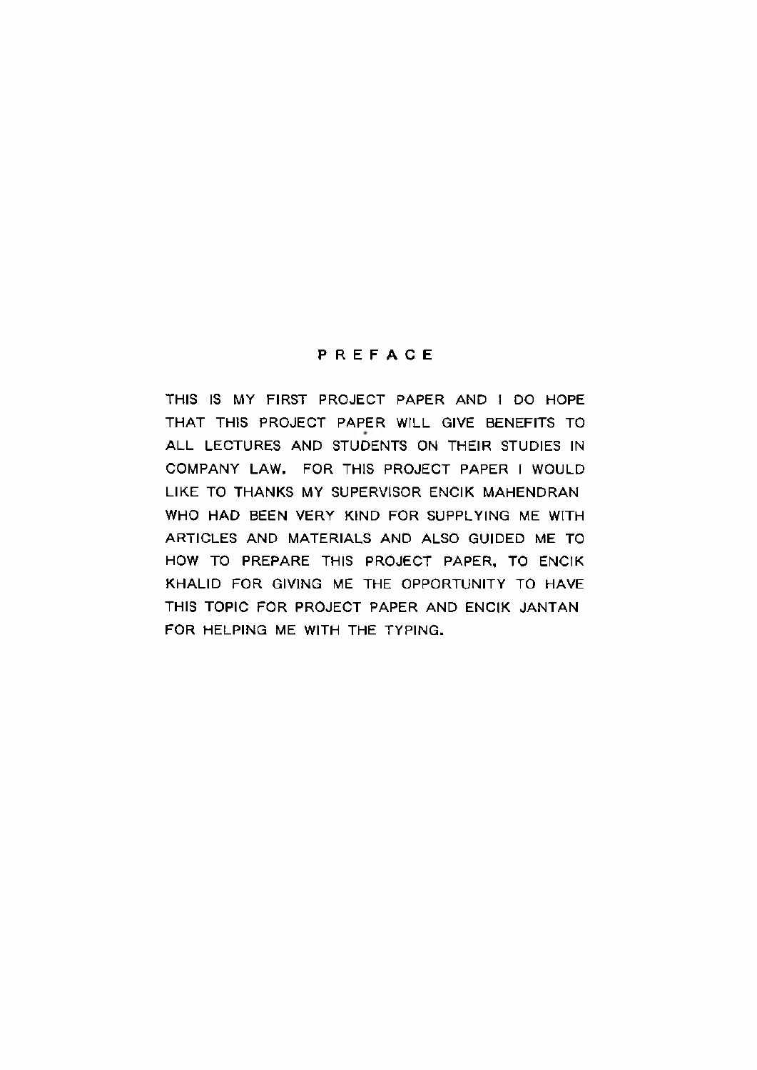# PREFACE

THIS IS MY FIRST PROJECT PAPER AND I DO HOPE THAT THIS PROJECT PAPER WILL GIVE BENEFITS TO ALL LECTURES AND STUDENTS ON THEIR STUDIES IN COMPANY LAW. FOR THIS PROJECT PAPER I WOULD LIKE TO THANKS MY SUPERVISOR ENCIK MAHENDRAN WHO HAD BEEN VERY KIND FOR SUPPLYING ME WITH ARTICLES AND MATERIALS AND ALSO GUIDED ME TO HOW TO PREPARE THIS PROJECT PAPER, TO ENCIK KHALID FOR GIVING ME THE OPPORTUNITY TO HAVE THIS TOPIC FOR PROJECT PAPER AND ENCIK JANTAN FOR HELPING ME WITH THE TYPING.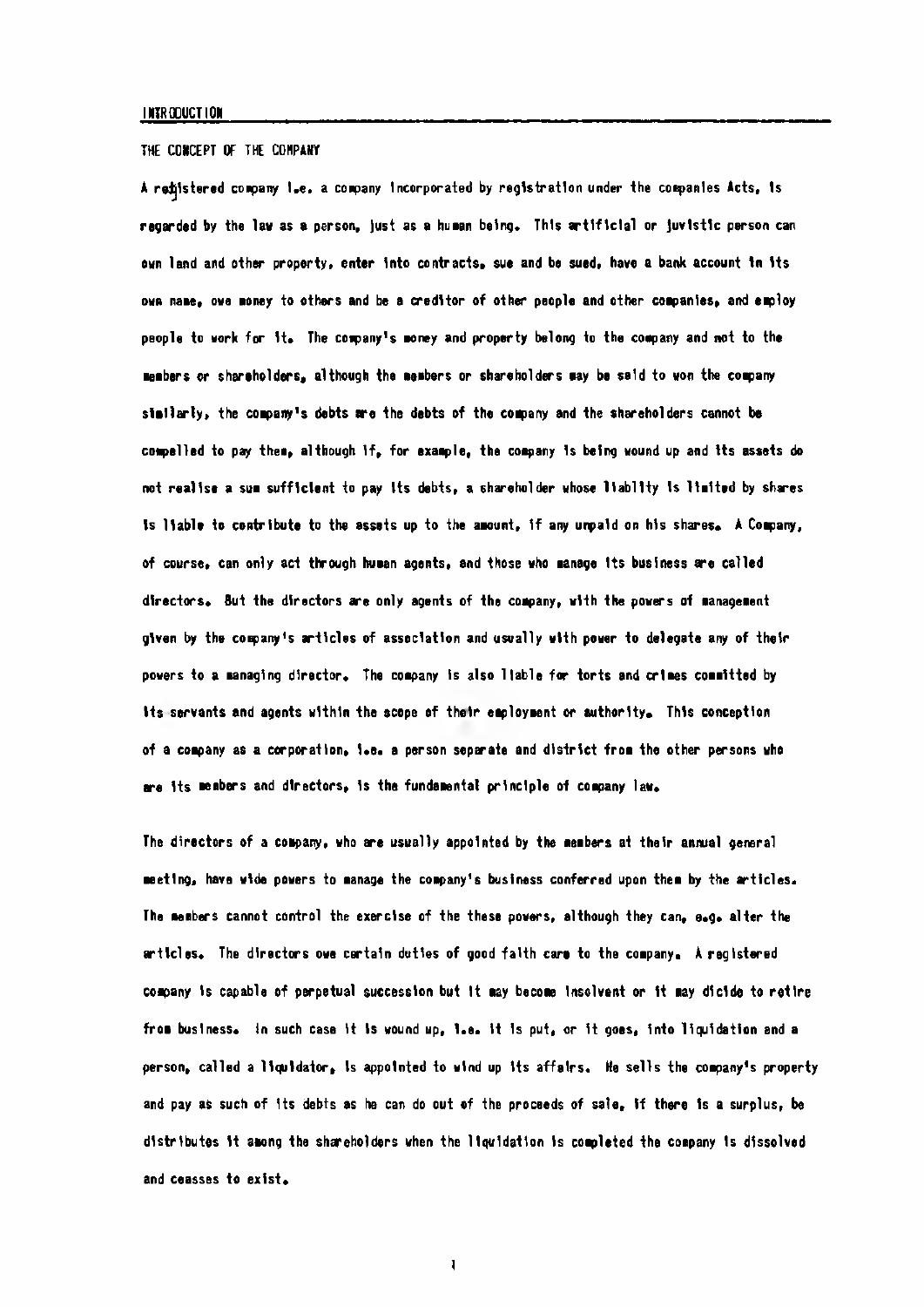## INTRODUCTION

### THE CONCEPT OF THE COMPANY

A registered company i.e. a company incorporated by registration under the companies Acts, is regarded by the law as a person, just as a human being. This artificial or juvistic person can own land and other property, enter into contracts, sue and be sued, have a bank account in its own name, owe money to others and be a creditor of other people and other companies, and employ people to work for it. The company's money and property belong to the company and not to the members or shareholders, although the members or shareholders may be said to won the company similarly, the company's debts are the debts of the company and the shareholders cannot be compelled to pay them, although if, for example, the company is being wound up and its assets do not realise a sum sufficient to pay its debts, a shareholder whose liability is limited by shares is liable to contribute to the assets up to the amount, if any unpaid on his shares. A Company, of course, can only act through human agents, and those who manage its business are called directors. But the directors are only agents of the company, with the powers of management given by the company's articles of association and usually with power to delegate any of their powers to a managing director. The company is also liable for torts and crimes committed by its servants and agents within the scope of their employment or authority. This conception of a company as a corporation, i.e. a person separate and district from the other persons who are its members and directors, is the fundamental principle of company law.

The directors of a company, who are usually appointed by the members at their annual general meeting, have wide powers to manage the company's business conferred upon them by the articles. The members cannot control the exercise of the these powers, although they can, e.g. alter the articles. The directors owe certain duties of good faith care to the company. A registered company is capable of perpetual succession but it may become insolvent or it may dicide to retire from business. In such case it is wound up, i.e. it is put, or it goes, into liquidation and a person, called a liquidator, is appointed to wind up its affairs. He sells the company's property and pay as such of its debts as he can do out of the proceeds of sale, if there is a surplus, be distributes it among the shareholders when the liquidation is completed the company is dissolved and ceasses to exist.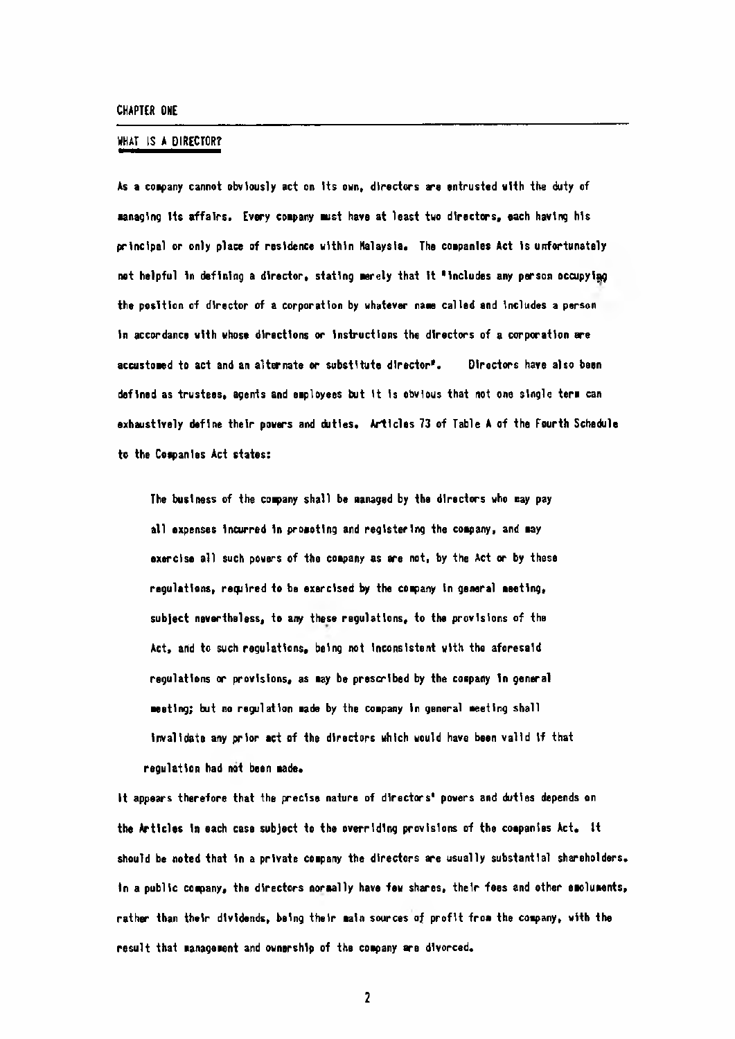CHAPTER ONE

## WHAT IS A DIRECTOR?

As a company cannot obviously act on its own, directors are entrusted with the duty of managing its affairs. Every company must have at least two directors, each having his principal or only place of residence within Malaysia. The companies Act is unfortunately not helpful in defining a director, stating merely that it "includes any person occupying the position of director of a corporation by whatever name called and includes a person in accordance with whose directions or instructions the directors of a corporation are accustomed to act and an alternate or substitute director". Directors have also been defined as trustees, agents and employees but it is obvious that not one single term can exhaustively define their powers and duties. Articles 73 of Table A of the Fourth Schedule to the Companies Act states:

> The business of the company shall be managed by the directors who may pay all expenses incurred in promoting and registering the company, and may exercise all such powers of the company as are not, by the Act or by these regulations, required to be exercised by the company in general meeting, subject nevertheless, to any these regulations, to the provisions of the Act, and to such regulations, being not inconsistent with the aforesaid regulations or provisions, as may be prescribed by the company in general meeting; but no regulation made by the company in general meeting shall invalidate any prior act of the directors which would have been valid if that regulation had not been made.

It appears therefore that the precise nature of directors' powers and duties depends on the Articles in each case subject to the overriding provisions of the companies Act. It should be noted that in a private company the directors are usually substantial shareholders. In a public company, the directors normally have few shares, their fees and other emoluments, rather than their dividends, being their main sources of profit from the company, with the result that management and ownership of the company are divorced.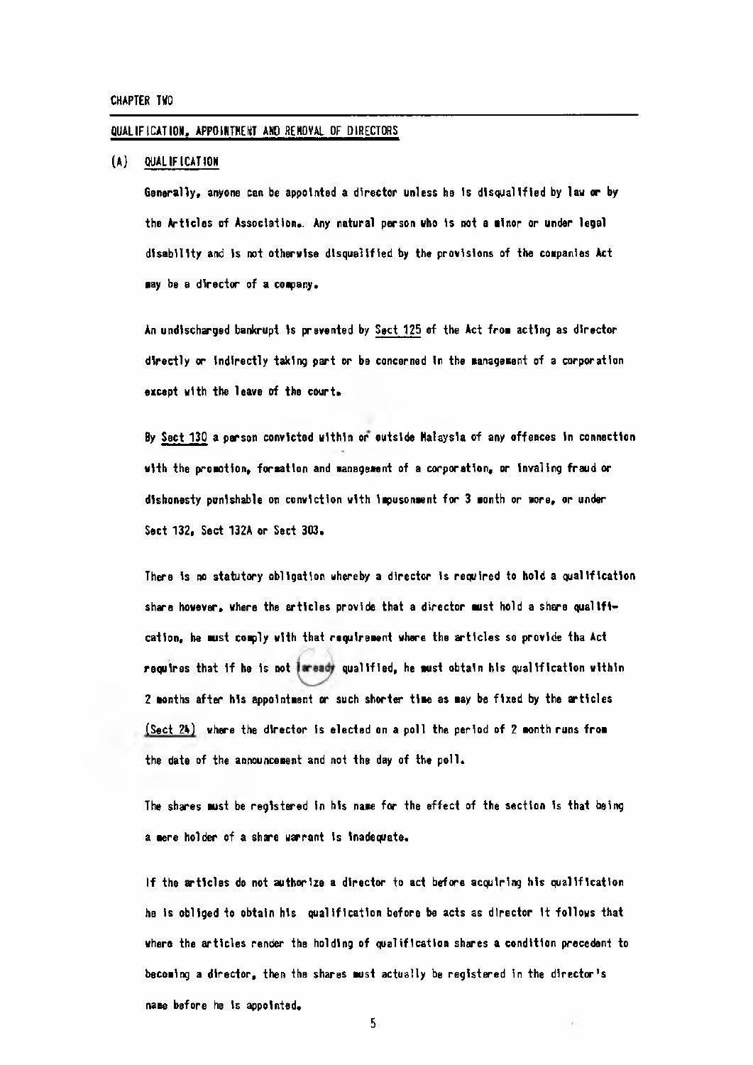CHAPTER TWO

## QUALIFICATION, APPOINTMENT AND REMOVAL OF DIRECTORS

### (A) QUALIFICATION

Generally, anyone can be appointed a director unless he is disqualified by law or by the Articles of Association. Any natural person who is not a minor or under legal disability and is not otherwise disqualified by the provisions of the companies Act may be a director of a company.

An undischarged bankrupt is prevented by Sect 125 of the Act from acting as director directly or indirectly taking part or be concerned in the management of a corporation except with the leave of the court.

By Sect 130 a person convicted within or outside Malaysia of any offences in connection with the promotion, formation and management of a corporation, or invaling fraud or dishonesty punishable on conviction with impusonment for 3 month or more, or under Sect 132, Sect 132A or Sect 303.

There is no statutory obligation whereby a director is required to hold a qualification share however, where the articles provide that a director must hold a share qualification, he must comply with that requirement where the articles so provide the Act requires that if he is not laready qualified, he must obtain his qualification within 2 months after his appointment or such shorter time as may be fixed by the articles (Sect 24) where the director is elected on a poll the period of 2 month runs from the date of the announcement and not the day of the poll.

The shares must be registered in his name for the effect of the section is that being a mere holder of a share warrant is inadequate.

If the articles do not authorize a director to act before acquiring his qualification he is obliged to obtain his qualification before be acts as director it follows that where the articles render the holding of qualification shares a condition precedent to becoming a director, then the shares must actually be registered in the director's name before he is appointed.